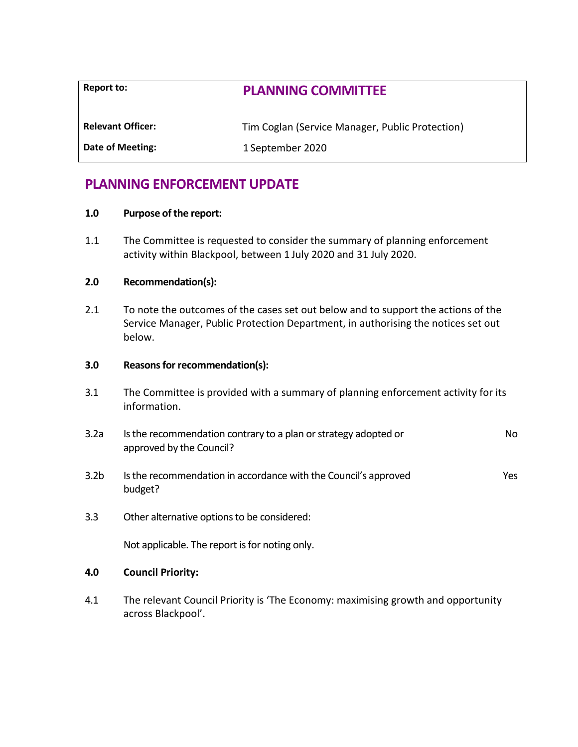| Report to: | **PLANNING COMMITTEE** |
| --- | --- |
| Relevant Officer: | Tim Coglan (Service Manager, Public Protection) |
| Date of Meeting: | 1 September 2020 |

# PLANNING ENFORCEMENT UPDATE

**1.0 Purpose of the report:**

1.1 The Committee is requested to consider the summary of planning enforcement activity within Blackpool, between 1 July 2020 and 31 July 2020.

**2.0 Recommendation(s):**

2.1 To note the outcomes of the cases set out below and to support the actions of the Service Manager, Public Protection Department, in authorising the notices set out below.

**3.0 Reasons for recommendation(s):**

3.1 The Committee is provided with a summary of planning enforcement activity for its information.

3.2a Is the recommendation contrary to a plan or strategy adopted or approved by the Council? No

3.2b Is the recommendation in accordance with the Council's approved budget? Yes

3.3 Other alternative options to be considered:

Not applicable. The report is for noting only.

**4.0 Council Priority:**

4.1 The relevant Council Priority is 'The Economy: maximising growth and opportunity across Blackpool'.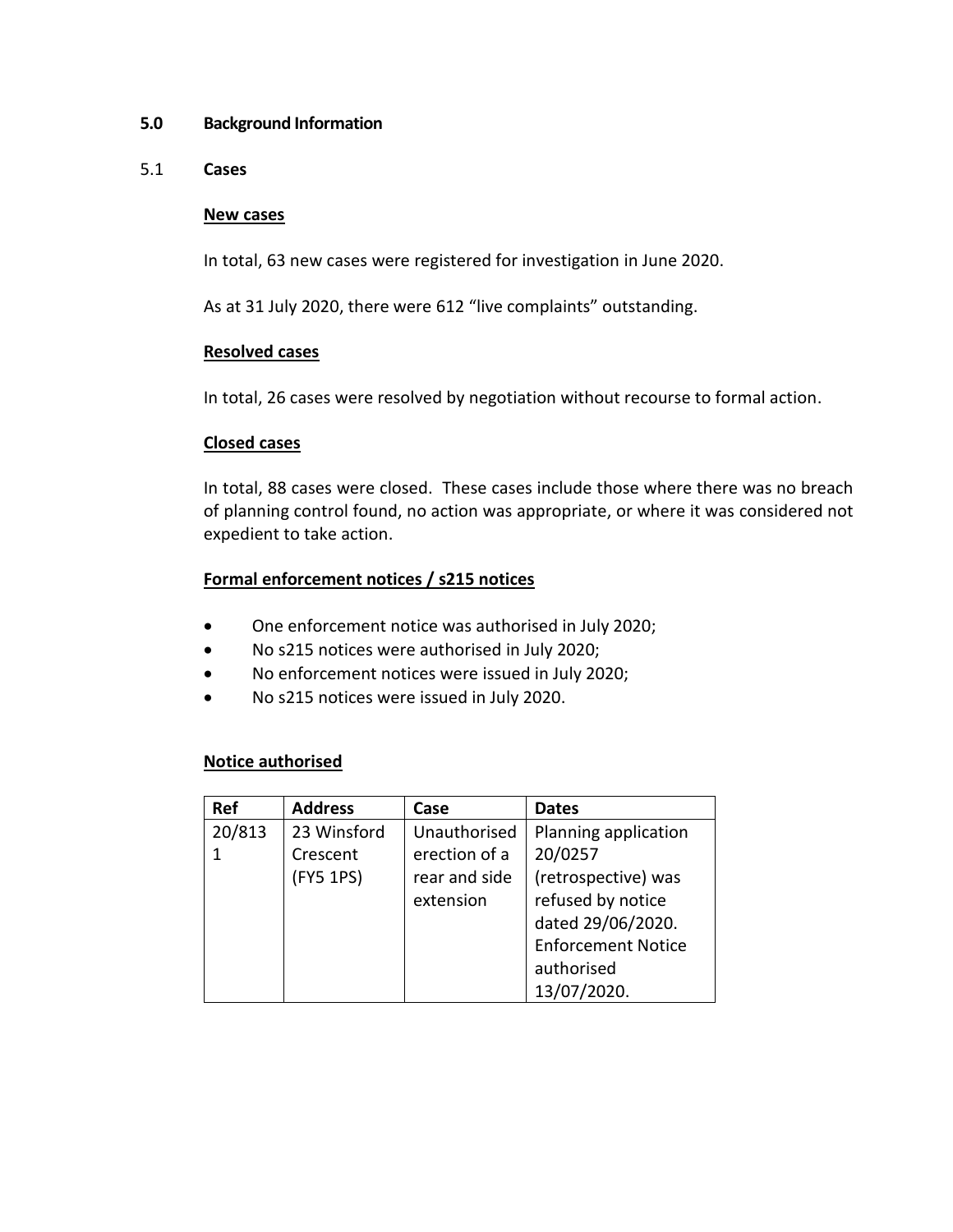## 5.0 Background Information

### 5.1 Cases

**New cases**

In total, 63 new cases were registered for investigation in June 2020.

As at 31 July 2020, there were 612 "live complaints" outstanding.

**Resolved cases**

In total, 26 cases were resolved by negotiation without recourse to formal action.

**Closed cases**

In total, 88 cases were closed. These cases include those where there was no breach of planning control found, no action was appropriate, or where it was considered not expedient to take action.

**Formal enforcement notices / s215 notices**

- One enforcement notice was authorised in July 2020;
- No s215 notices were authorised in July 2020;
- No enforcement notices were issued in July 2020;
- No s215 notices were issued in July 2020.

**Notice authorised**

| Ref | Address | Case | Dates |
| --- | --- | --- | --- |
| 20/8131 | 23 Winsford Crescent (FY5 1PS) | Unauthorised erection of a rear and side extension | Planning application 20/0257 (retrospective) was refused by notice dated 29/06/2020. Enforcement Notice authorised 13/07/2020. |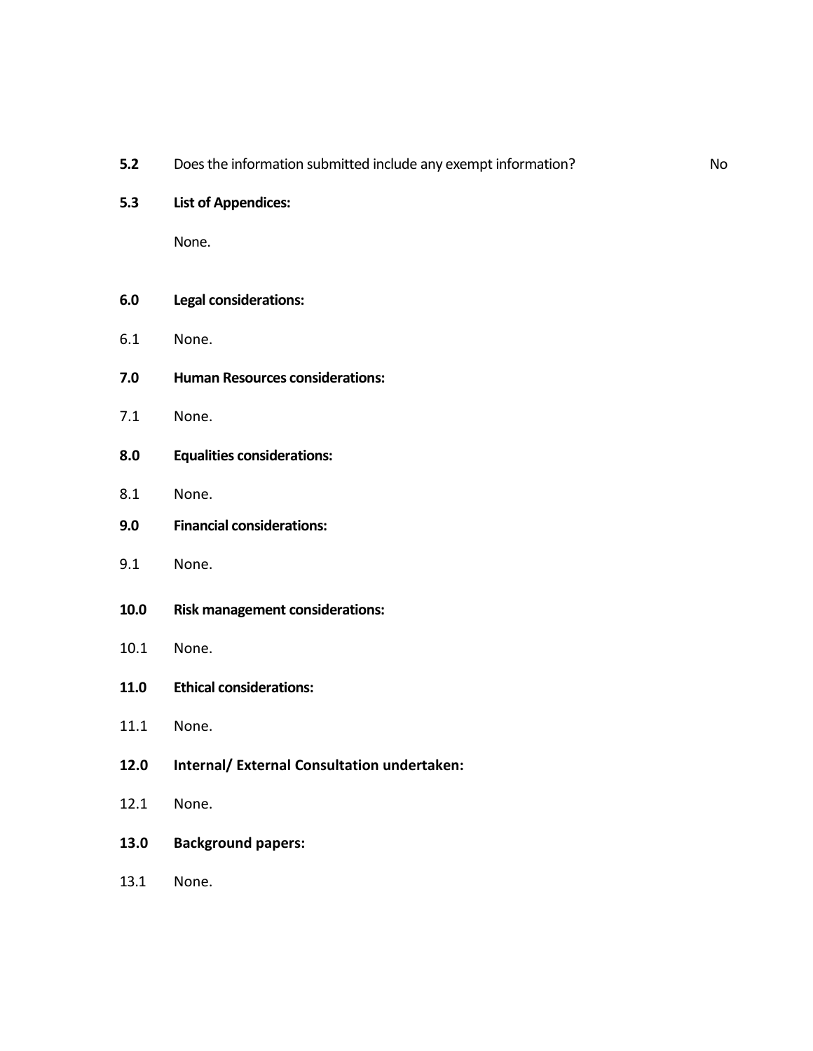**5.2** Does the information submitted include any exempt information? No

**5.3 List of Appendices:**

None.

**6.0 Legal considerations:**

6.1 None.

**7.0 Human Resources considerations:**

7.1 None.

**8.0 Equalities considerations:**

8.1 None.

**9.0 Financial considerations:**

9.1 None.

**10.0 Risk management considerations:**

10.1 None.

**11.0 Ethical considerations:**

11.1 None.

**12.0 Internal/ External Consultation undertaken:**

12.1 None.

**13.0 Background papers:**

13.1 None.